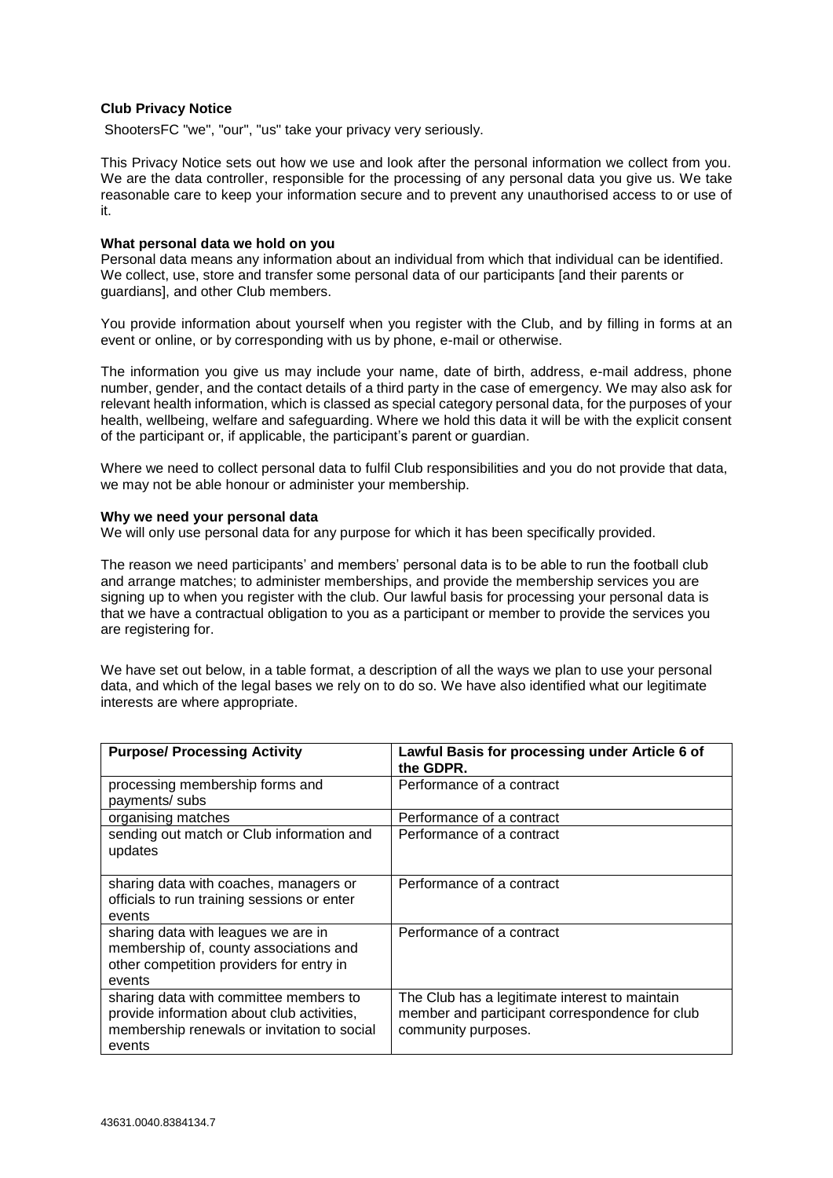**Club Privacy Notice**

ShootersFC "we", "our", "us" take your privacy very seriously.

This Privacy Notice sets out how we use and look after the personal information we collect from you. We are the data controller, responsible for the processing of any personal data you give us. We take reasonable care to keep your information secure and to prevent any unauthorised access to or use of it.

**What personal data we hold on you**

Personal data means any information about an individual from which that individual can be identified. We collect, use, store and transfer some personal data of our participants [and their parents or guardians], and other Club members.

You provide information about yourself when you register with the Club, and by filling in forms at an event or online, or by corresponding with us by phone, e-mail or otherwise.

The information you give us may include your name, date of birth, address, e-mail address, phone number, gender, and the contact details of a third party in the case of emergency. We may also ask for relevant health information, which is classed as special category personal data, for the purposes of your health, wellbeing, welfare and safeguarding. Where we hold this data it will be with the explicit consent of the participant or, if applicable, the participant's parent or guardian.

Where we need to collect personal data to fulfil Club responsibilities and you do not provide that data, we may not be able honour or administer your membership.

**Why we need your personal data**

We will only use personal data for any purpose for which it has been specifically provided.

The reason we need participants' and members' personal data is to be able to run the football club and arrange matches; to administer memberships, and provide the membership services you are signing up to when you register with the club. Our lawful basis for processing your personal data is that we have a contractual obligation to you as a participant or member to provide the services you are registering for.

We have set out below, in a table format, a description of all the ways we plan to use your personal data, and which of the legal bases we rely on to do so. We have also identified what our legitimate interests are where appropriate.

| **Purpose/ Processing Activity** | **Lawful Basis for processing under Article 6 of the GDPR.** |
|---|---|
| processing membership forms and payments/ subs | Performance of a contract |
| organising matches | Performance of a contract |
| sending out match or Club information and updates | Performance of a contract |
| sharing data with coaches, managers or officials to run training sessions or enter events | Performance of a contract |
| sharing data with leagues we are in membership of, county associations and other competition providers for entry in events | Performance of a contract |
| sharing data with committee members to provide information about club activities, membership renewals or invitation to social events | The Club has a legitimate interest to maintain member and participant correspondence for club community purposes. |

43631.0040.8384134.7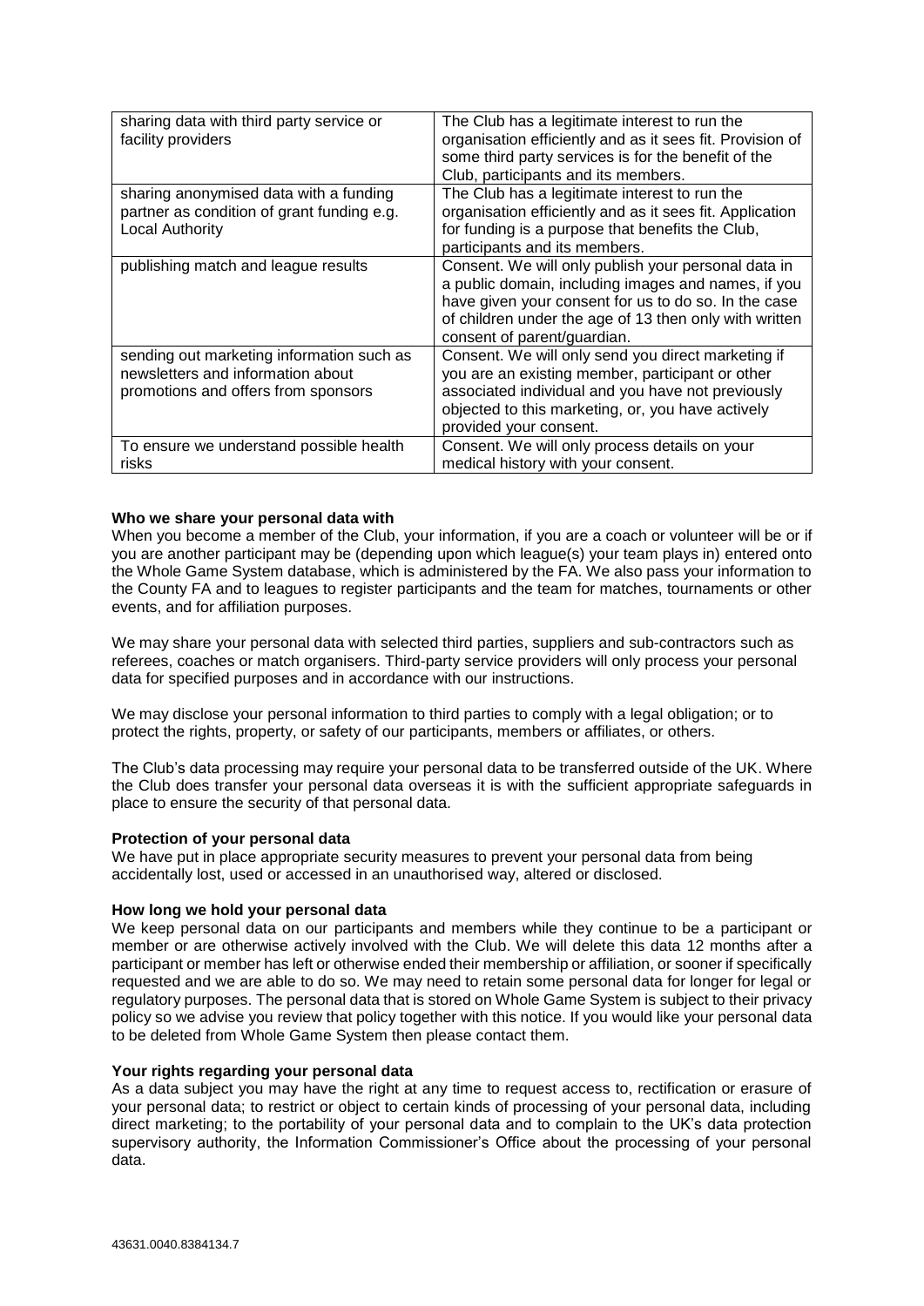| | |
|---|---|
| sharing data with third party service or facility providers | The Club has a legitimate interest to run the organisation efficiently and as it sees fit. Provision of some third party services is for the benefit of the Club, participants and its members. |
| sharing anonymised data with a funding partner as condition of grant funding e.g. Local Authority | The Club has a legitimate interest to run the organisation efficiently and as it sees fit. Application for funding is a purpose that benefits the Club, participants and its members. |
| publishing match and league results | Consent. We will only publish your personal data in a public domain, including images and names, if you have given your consent for us to do so. In the case of children under the age of 13 then only with written consent of parent/guardian. |
| sending out marketing information such as newsletters and information about promotions and offers from sponsors | Consent. We will only send you direct marketing if you are an existing member, participant or other associated individual and you have not previously objected to this marketing, or, you have actively provided your consent. |
| To ensure we understand possible health risks | Consent. We will only process details on your medical history with your consent. |

**Who we share your personal data with**

When you become a member of the Club, your information, if you are a coach or volunteer will be or if you are another participant may be (depending upon which league(s) your team plays in) entered onto the Whole Game System database, which is administered by the FA. We also pass your information to the County FA and to leagues to register participants and the team for matches, tournaments or other events, and for affiliation purposes.

We may share your personal data with selected third parties, suppliers and sub-contractors such as referees, coaches or match organisers. Third-party service providers will only process your personal data for specified purposes and in accordance with our instructions.

We may disclose your personal information to third parties to comply with a legal obligation; or to protect the rights, property, or safety of our participants, members or affiliates, or others.

The Club's data processing may require your personal data to be transferred outside of the UK. Where the Club does transfer your personal data overseas it is with the sufficient appropriate safeguards in place to ensure the security of that personal data.

**Protection of your personal data**

We have put in place appropriate security measures to prevent your personal data from being accidentally lost, used or accessed in an unauthorised way, altered or disclosed.

**How long we hold your personal data**

We keep personal data on our participants and members while they continue to be a participant or member or are otherwise actively involved with the Club. We will delete this data 12 months after a participant or member has left or otherwise ended their membership or affiliation, or sooner if specifically requested and we are able to do so. We may need to retain some personal data for longer for legal or regulatory purposes. The personal data that is stored on Whole Game System is subject to their privacy policy so we advise you review that policy together with this notice. If you would like your personal data to be deleted from Whole Game System then please contact them.

**Your rights regarding your personal data**

As a data subject you may have the right at any time to request access to, rectification or erasure of your personal data; to restrict or object to certain kinds of processing of your personal data, including direct marketing; to the portability of your personal data and to complain to the UK's data protection supervisory authority, the Information Commissioner's Office about the processing of your personal data.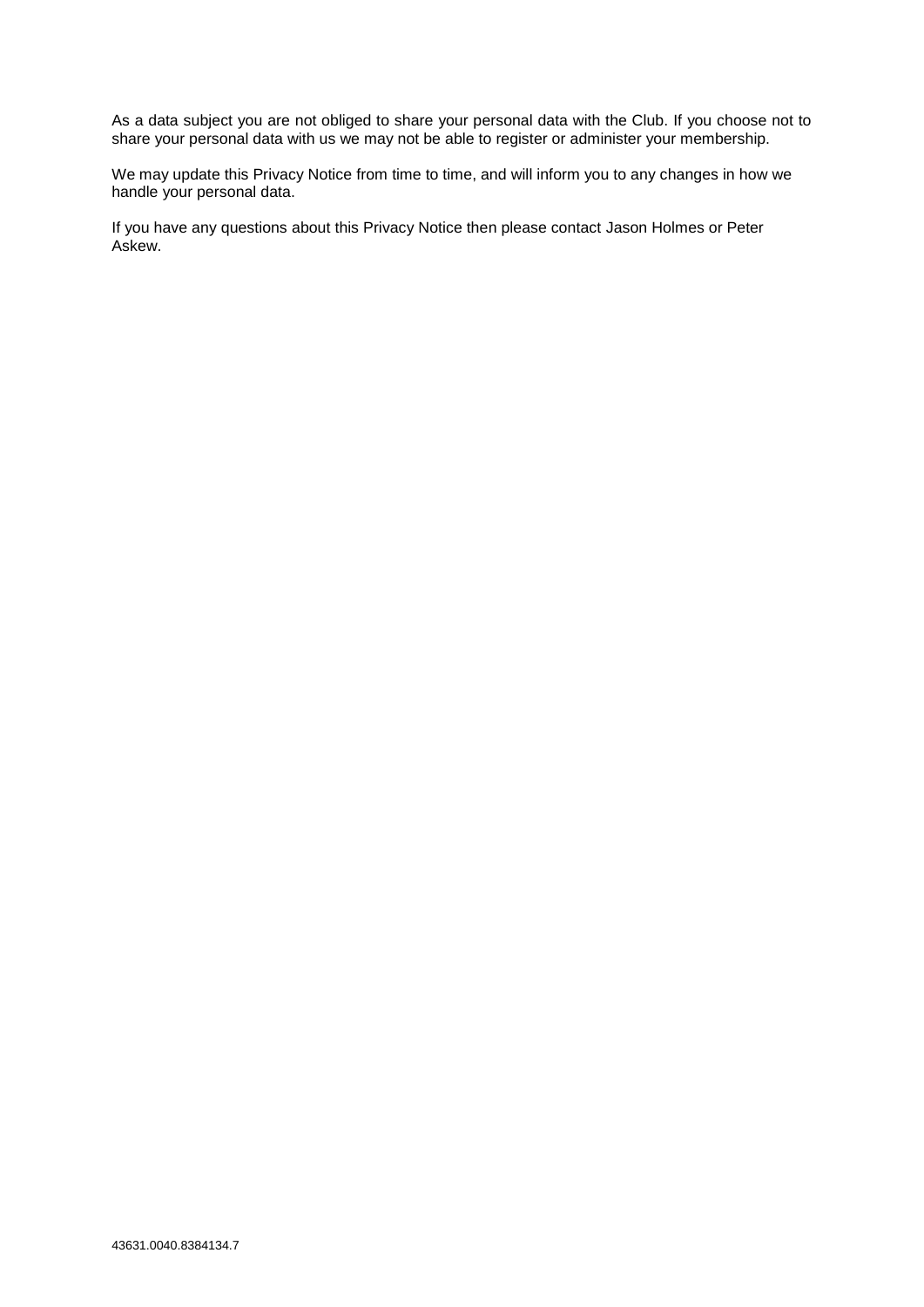As a data subject you are not obliged to share your personal data with the Club. If you choose not to share your personal data with us we may not be able to register or administer your membership.

We may update this Privacy Notice from time to time, and will inform you to any changes in how we handle your personal data.

If you have any questions about this Privacy Notice then please contact Jason Holmes or Peter Askew.

43631.0040.8384134.7